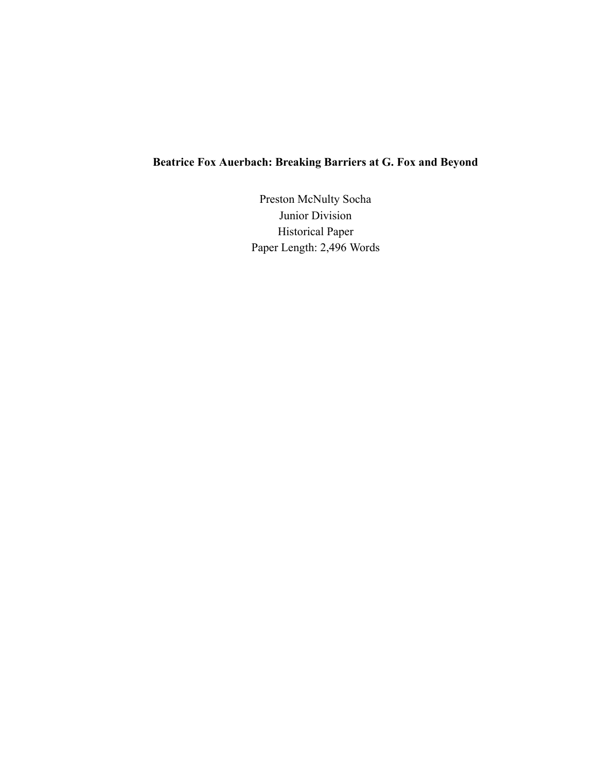# Beatrice Fox Auerbach: Breaking Barriers at G. Fox and Beyond

Preston McNulty Socha

Junior Division

Historical Paper

Paper Length: 2,496 Words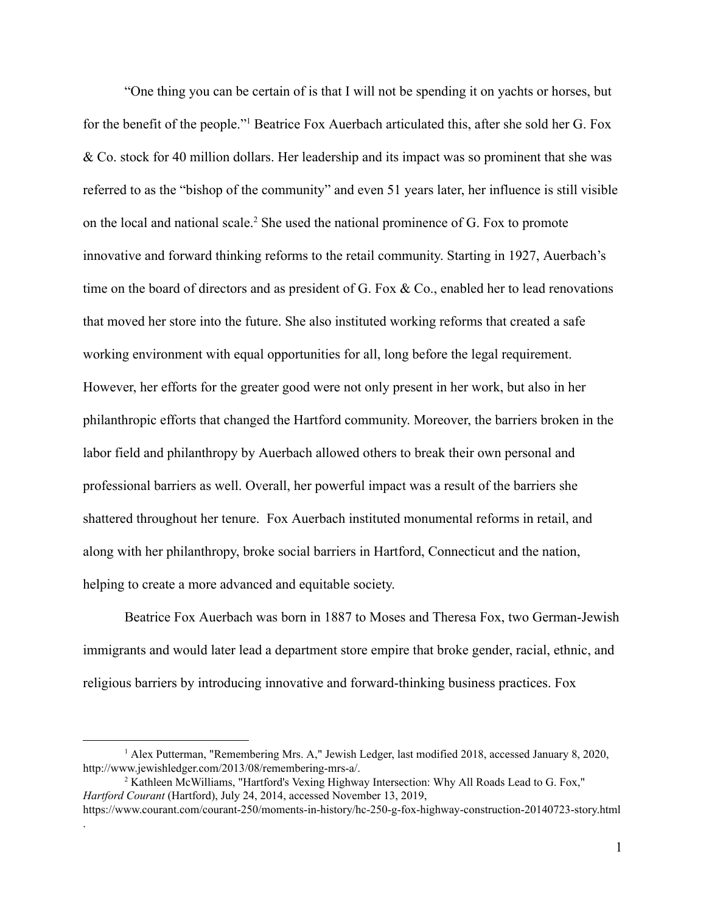"One thing you can be certain of is that I will not be spending it on yachts or horses, but for the benefit of the people."[1] Beatrice Fox Auerbach articulated this, after she sold her G. Fox & Co. stock for 40 million dollars. Her leadership and its impact was so prominent that she was referred to as the "bishop of the community" and even 51 years later, her influence is still visible on the local and national scale.[2] She used the national prominence of G. Fox to promote innovative and forward thinking reforms to the retail community. Starting in 1927, Auerbach's time on the board of directors and as president of G. Fox & Co., enabled her to lead renovations that moved her store into the future. She also instituted working reforms that created a safe working environment with equal opportunities for all, long before the legal requirement. However, her efforts for the greater good were not only present in her work, but also in her philanthropic efforts that changed the Hartford community. Moreover, the barriers broken in the labor field and philanthropy by Auerbach allowed others to break their own personal and professional barriers as well. Overall, her powerful impact was a result of the barriers she shattered throughout her tenure. Fox Auerbach instituted monumental reforms in retail, and along with her philanthropy, broke social barriers in Hartford, Connecticut and the nation, helping to create a more advanced and equitable society.

Beatrice Fox Auerbach was born in 1887 to Moses and Theresa Fox, two German-Jewish immigrants and would later lead a department store empire that broke gender, racial, ethnic, and religious barriers by introducing innovative and forward-thinking business practices. Fox

---

[1] Alex Putterman, "Remembering Mrs. A," Jewish Ledger, last modified 2018, accessed January 8, 2020, http://www.jewishledger.com/2013/08/remembering-mrs-a/.

[2] Kathleen McWilliams, "Hartford's Vexing Highway Intersection: Why All Roads Lead to G. Fox," *Hartford Courant* (Hartford), July 24, 2014, accessed November 13, 2019, https://www.courant.com/courant-250/moments-in-history/hc-250-g-fox-highway-construction-20140723-story.html.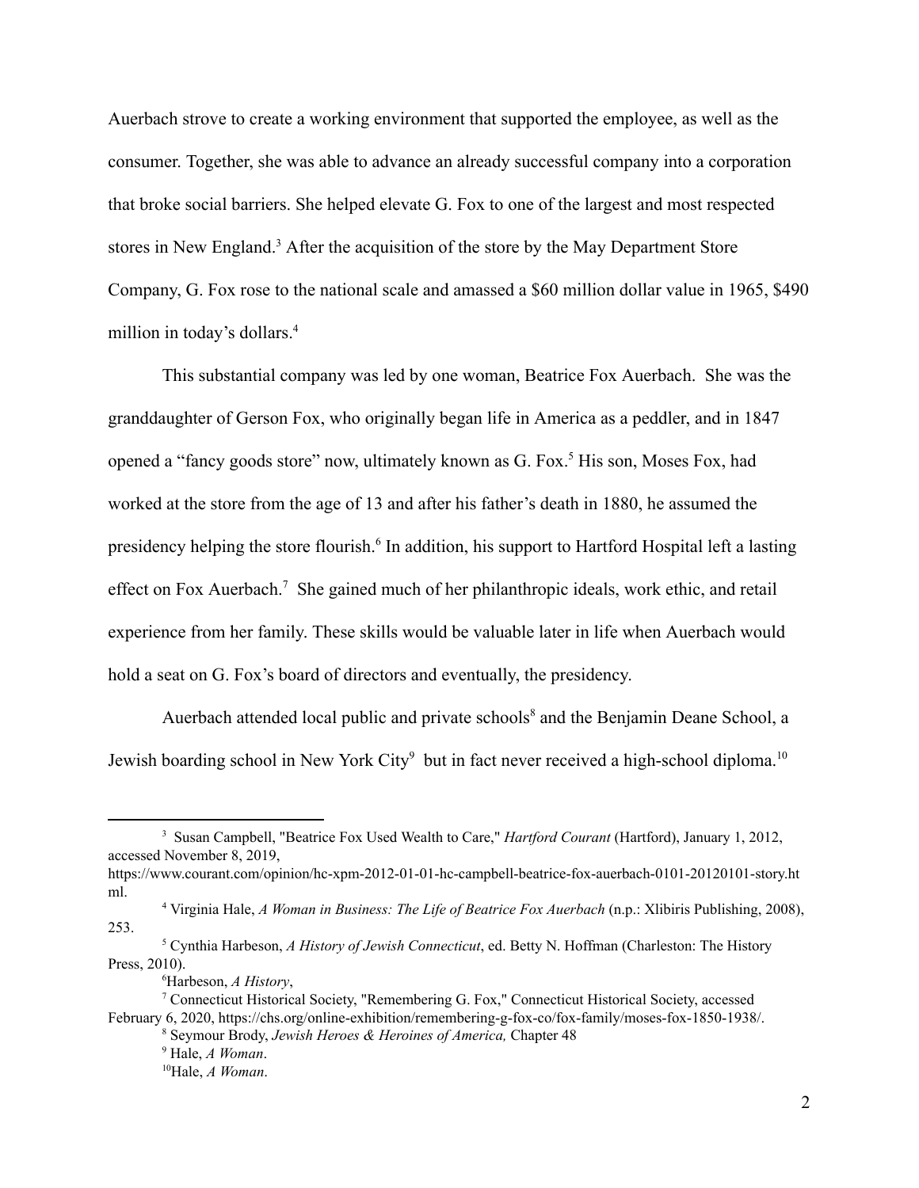Auerbach strove to create a working environment that supported the employee, as well as the consumer. Together, she was able to advance an already successful company into a corporation that broke social barriers. She helped elevate G. Fox to one of the largest and most respected stores in New England.[3] After the acquisition of the store by the May Department Store Company, G. Fox rose to the national scale and amassed a $60 million dollar value in 1965, $490 million in today's dollars.[4]

This substantial company was led by one woman, Beatrice Fox Auerbach. She was the granddaughter of Gerson Fox, who originally began life in America as a peddler, and in 1847 opened a "fancy goods store" now, ultimately known as G. Fox.[5] His son, Moses Fox, had worked at the store from the age of 13 and after his father's death in 1880, he assumed the presidency helping the store flourish.[6] In addition, his support to Hartford Hospital left a lasting effect on Fox Auerbach.[7] She gained much of her philanthropic ideals, work ethic, and retail experience from her family. These skills would be valuable later in life when Auerbach would hold a seat on G. Fox's board of directors and eventually, the presidency.

Auerbach attended local public and private schools[8] and the Benjamin Deane School, a Jewish boarding school in New York City[9] but in fact never received a high-school diploma.[10]

---

[3] Susan Campbell, "Beatrice Fox Used Wealth to Care," *Hartford Courant* (Hartford), January 1, 2012, accessed November 8, 2019, https://www.courant.com/opinion/hc-xpm-2012-01-01-hc-campbell-beatrice-fox-auerbach-0101-20120101-story.html.

[4] Virginia Hale, *A Woman in Business: The Life of Beatrice Fox Auerbach* (n.p.: Xlibiris Publishing, 2008), 253.

[5] Cynthia Harbeson, *A History of Jewish Connecticut*, ed. Betty N. Hoffman (Charleston: The History Press, 2010).

[6] Harbeson, *A History*,

[7] Connecticut Historical Society, "Remembering G. Fox," Connecticut Historical Society, accessed February 6, 2020, https://chs.org/online-exhibition/remembering-g-fox-co/fox-family/moses-fox-1850-1938/.

[8] Seymour Brody, *Jewish Heroes & Heroines of America,* Chapter 48

[9] Hale, *A Woman*.

[10] Hale, *A Woman*.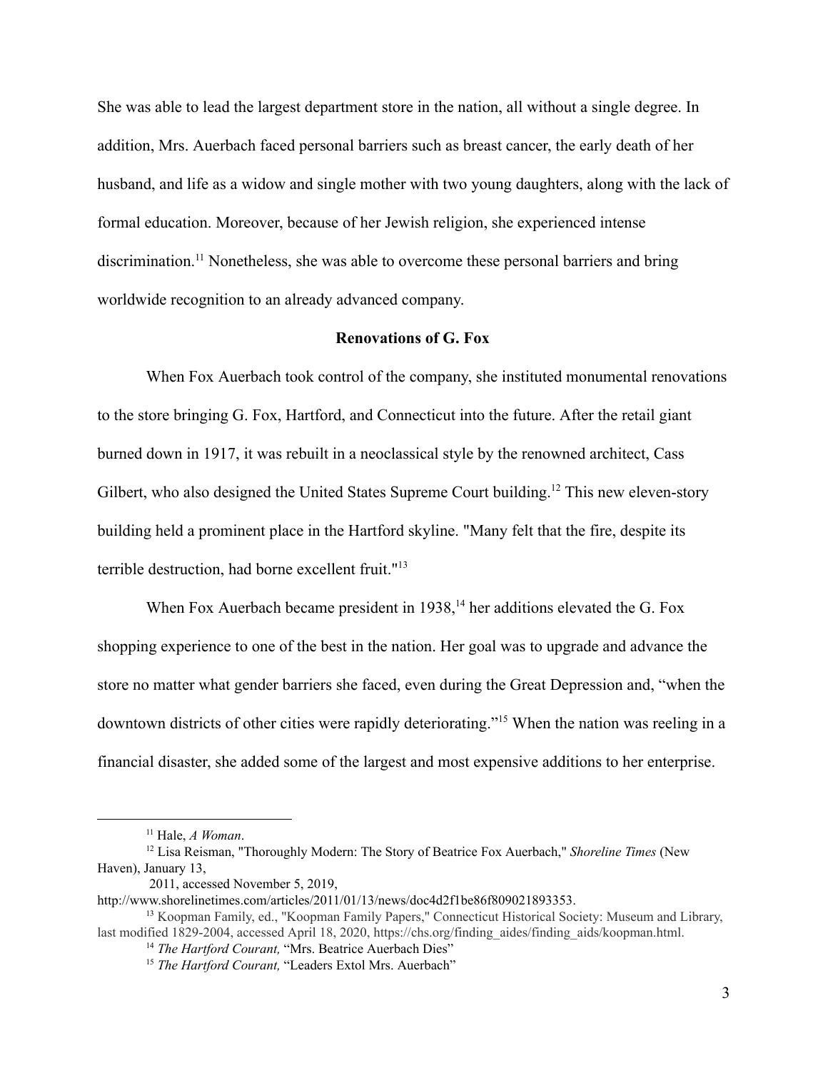She was able to lead the largest department store in the nation, all without a single degree. In addition, Mrs. Auerbach faced personal barriers such as breast cancer, the early death of her husband, and life as a widow and single mother with two young daughters, along with the lack of formal education. Moreover, because of her Jewish religion, she experienced intense discrimination.[11] Nonetheless, she was able to overcome these personal barriers and bring worldwide recognition to an already advanced company.

**Renovations of G. Fox**

When Fox Auerbach took control of the company, she instituted monumental renovations to the store bringing G. Fox, Hartford, and Connecticut into the future. After the retail giant burned down in 1917, it was rebuilt in a neoclassical style by the renowned architect, Cass Gilbert, who also designed the United States Supreme Court building.[12] This new eleven-story building held a prominent place in the Hartford skyline. "Many felt that the fire, despite its terrible destruction, had borne excellent fruit."[13]

When Fox Auerbach became president in 1938,[14] her additions elevated the G. Fox shopping experience to one of the best in the nation. Her goal was to upgrade and advance the store no matter what gender barriers she faced, even during the Great Depression and, "when the downtown districts of other cities were rapidly deteriorating."[15] When the nation was reeling in a financial disaster, she added some of the largest and most expensive additions to her enterprise.

---

[11] Hale, *A Woman*.

[12] Lisa Reisman, "Thoroughly Modern: The Story of Beatrice Fox Auerbach," *Shoreline Times* (New Haven), January 13, 2011, accessed November 5, 2019, http://www.shorelinetimes.com/articles/2011/01/13/news/doc4d2f1be86f809021893353.

[13] Koopman Family, ed., "Koopman Family Papers," Connecticut Historical Society: Museum and Library, last modified 1829-2004, accessed April 18, 2020, https://chs.org/finding_aides/finding_aids/koopman.html.

[14] *The Hartford Courant,* "Mrs. Beatrice Auerbach Dies"

[15] *The Hartford Courant,* "Leaders Extol Mrs. Auerbach"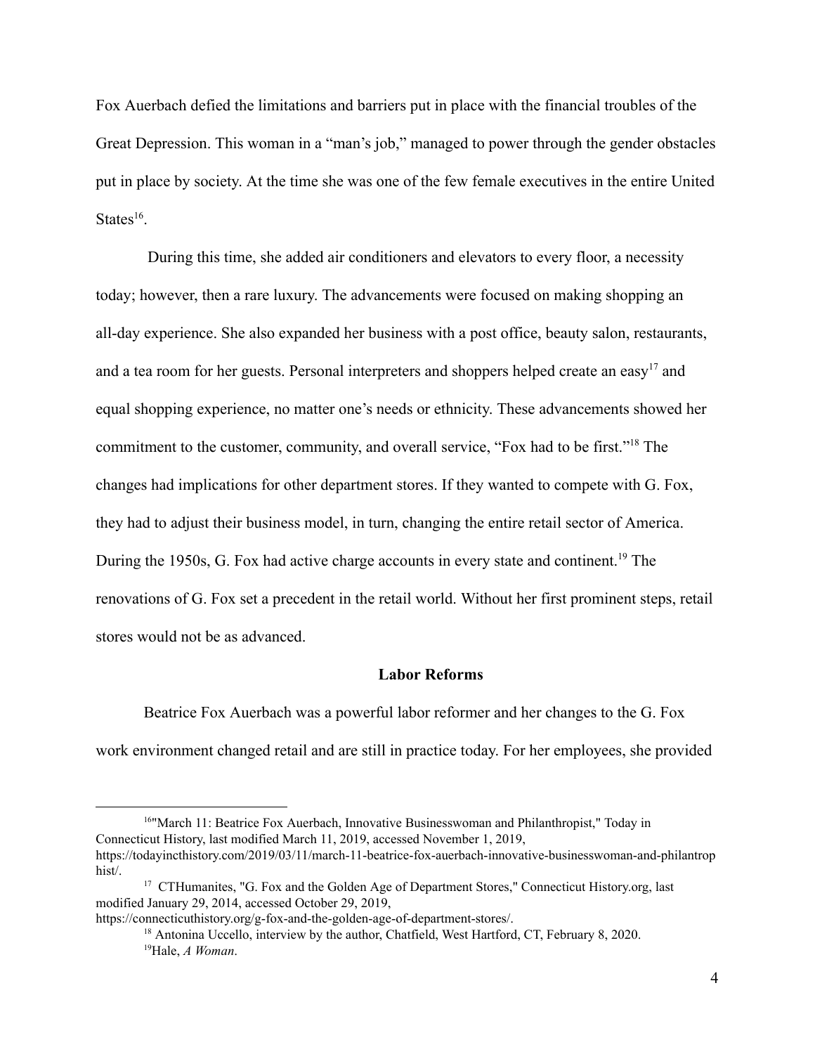Fox Auerbach defied the limitations and barriers put in place with the financial troubles of the Great Depression. This woman in a "man's job," managed to power through the gender obstacles put in place by society. At the time she was one of the few female executives in the entire United States[16].

During this time, she added air conditioners and elevators to every floor, a necessity today; however, then a rare luxury. The advancements were focused on making shopping an all-day experience. She also expanded her business with a post office, beauty salon, restaurants, and a tea room for her guests. Personal interpreters and shoppers helped create an easy[17] and equal shopping experience, no matter one's needs or ethnicity. These advancements showed her commitment to the customer, community, and overall service, "Fox had to be first."[18] The changes had implications for other department stores. If they wanted to compete with G. Fox, they had to adjust their business model, in turn, changing the entire retail sector of America. During the 1950s, G. Fox had active charge accounts in every state and continent.[19] The renovations of G. Fox set a precedent in the retail world. Without her first prominent steps, retail stores would not be as advanced.

### Labor Reforms

Beatrice Fox Auerbach was a powerful labor reformer and her changes to the G. Fox work environment changed retail and are still in practice today. For her employees, she provided

---

[16] "March 11: Beatrice Fox Auerbach, Innovative Businesswoman and Philanthropist," Today in Connecticut History, last modified March 11, 2019, accessed November 1, 2019, https://todayincthistory.com/2019/03/11/march-11-beatrice-fox-auerbach-innovative-businesswoman-and-philanthrophist/.

[17] CTHumanites, "G. Fox and the Golden Age of Department Stores," Connecticut History.org, last modified January 29, 2014, accessed October 29, 2019, https://connecticuthistory.org/g-fox-and-the-golden-age-of-department-stores/.

[18] Antonina Uccello, interview by the author, Chatfield, West Hartford, CT, February 8, 2020.

[19] Hale, *A Woman*.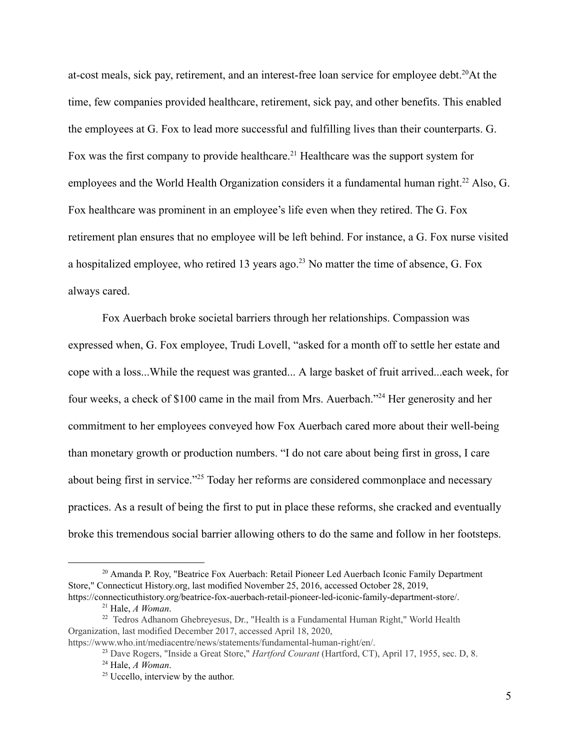at-cost meals, sick pay, retirement, and an interest-free loan service for employee debt.[20]At the time, few companies provided healthcare, retirement, sick pay, and other benefits. This enabled the employees at G. Fox to lead more successful and fulfilling lives than their counterparts. G. Fox was the first company to provide healthcare.[21] Healthcare was the support system for employees and the World Health Organization considers it a fundamental human right.[22] Also, G. Fox healthcare was prominent in an employee's life even when they retired. The G. Fox retirement plan ensures that no employee will be left behind. For instance, a G. Fox nurse visited a hospitalized employee, who retired 13 years ago.[23] No matter the time of absence, G. Fox always cared.

Fox Auerbach broke societal barriers through her relationships. Compassion was expressed when, G. Fox employee, Trudi Lovell, "asked for a month off to settle her estate and cope with a loss...While the request was granted... A large basket of fruit arrived...each week, for four weeks, a check of $100 came in the mail from Mrs. Auerbach."[24] Her generosity and her commitment to her employees conveyed how Fox Auerbach cared more about their well-being than monetary growth or production numbers. "I do not care about being first in gross, I care about being first in service."[25] Today her reforms are considered commonplace and necessary practices. As a result of being the first to put in place these reforms, she cracked and eventually broke this tremendous social barrier allowing others to do the same and follow in her footsteps.

---

[20] Amanda P. Roy, "Beatrice Fox Auerbach: Retail Pioneer Led Auerbach Iconic Family Department Store," Connecticut History.org, last modified November 25, 2016, accessed October 28, 2019, https://connecticuthistory.org/beatrice-fox-auerbach-retail-pioneer-led-iconic-family-department-store/.

[21] Hale, *A Woman*.

[22] Tedros Adhanom Ghebreyesus, Dr., "Health is a Fundamental Human Right," World Health Organization, last modified December 2017, accessed April 18, 2020, https://www.who.int/mediacentre/news/statements/fundamental-human-right/en/.

[23] Dave Rogers, "Inside a Great Store," *Hartford Courant* (Hartford, CT), April 17, 1955, sec. D, 8.

[24] Hale, *A Woman*.

[25] Uccello, interview by the author.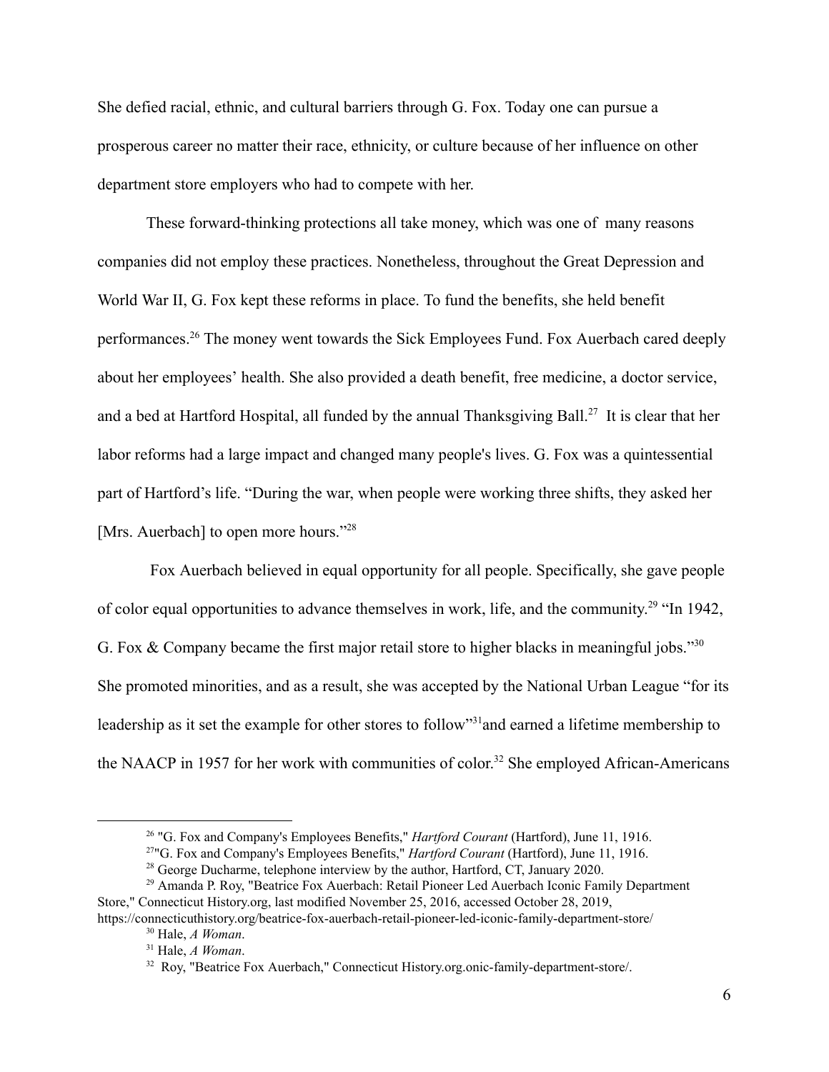She defied racial, ethnic, and cultural barriers through G. Fox. Today one can pursue a prosperous career no matter their race, ethnicity, or culture because of her influence on other department store employers who had to compete with her.

These forward-thinking protections all take money, which was one of many reasons companies did not employ these practices. Nonetheless, throughout the Great Depression and World War II, G. Fox kept these reforms in place. To fund the benefits, she held benefit performances.[26] The money went towards the Sick Employees Fund. Fox Auerbach cared deeply about her employees' health. She also provided a death benefit, free medicine, a doctor service, and a bed at Hartford Hospital, all funded by the annual Thanksgiving Ball.[27] It is clear that her labor reforms had a large impact and changed many people's lives. G. Fox was a quintessential part of Hartford's life. "During the war, when people were working three shifts, they asked her [Mrs. Auerbach] to open more hours."[28]

Fox Auerbach believed in equal opportunity for all people. Specifically, she gave people of color equal opportunities to advance themselves in work, life, and the community.[29] "In 1942, G. Fox & Company became the first major retail store to higher blacks in meaningful jobs."[30] She promoted minorities, and as a result, she was accepted by the National Urban League "for its leadership as it set the example for other stores to follow"[31]and earned a lifetime membership to the NAACP in 1957 for her work with communities of color.[32] She employed African-Americans

---

[26] "G. Fox and Company's Employees Benefits," *Hartford Courant* (Hartford), June 11, 1916.

[27] "G. Fox and Company's Employees Benefits," *Hartford Courant* (Hartford), June 11, 1916.

[28] George Ducharme, telephone interview by the author, Hartford, CT, January 2020.

[29] Amanda P. Roy, "Beatrice Fox Auerbach: Retail Pioneer Led Auerbach Iconic Family Department Store," Connecticut History.org, last modified November 25, 2016, accessed October 28, 2019, https://connecticuthistory.org/beatrice-fox-auerbach-retail-pioneer-led-iconic-family-department-store/

[30] Hale, *A Woman*.

[31] Hale, *A Woman*.

[32] Roy, "Beatrice Fox Auerbach," Connecticut History.org.onic-family-department-store/.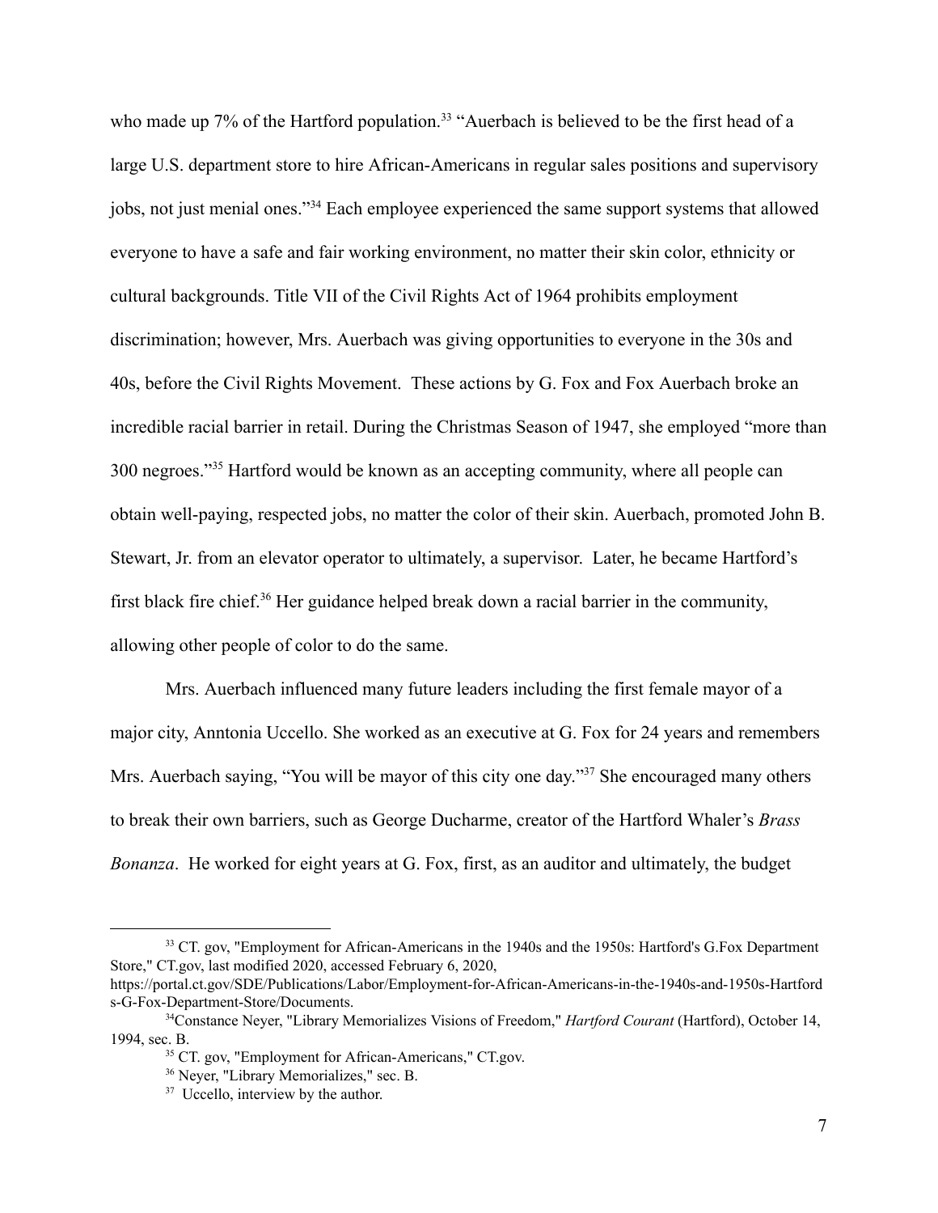who made up 7% of the Hartford population.[33] "Auerbach is believed to be the first head of a large U.S. department store to hire African-Americans in regular sales positions and supervisory jobs, not just menial ones."[34] Each employee experienced the same support systems that allowed everyone to have a safe and fair working environment, no matter their skin color, ethnicity or cultural backgrounds. Title VII of the Civil Rights Act of 1964 prohibits employment discrimination; however, Mrs. Auerbach was giving opportunities to everyone in the 30s and 40s, before the Civil Rights Movement. These actions by G. Fox and Fox Auerbach broke an incredible racial barrier in retail. During the Christmas Season of 1947, she employed "more than 300 negroes."[35] Hartford would be known as an accepting community, where all people can obtain well-paying, respected jobs, no matter the color of their skin. Auerbach, promoted John B. Stewart, Jr. from an elevator operator to ultimately, a supervisor. Later, he became Hartford's first black fire chief.[36] Her guidance helped break down a racial barrier in the community, allowing other people of color to do the same.

Mrs. Auerbach influenced many future leaders including the first female mayor of a major city, Anntonia Uccello. She worked as an executive at G. Fox for 24 years and remembers Mrs. Auerbach saying, "You will be mayor of this city one day."[37] She encouraged many others to break their own barriers, such as George Ducharme, creator of the Hartford Whaler's *Brass Bonanza*. He worked for eight years at G. Fox, first, as an auditor and ultimately, the budget

---

[33] CT. gov, "Employment for African-Americans in the 1940s and the 1950s: Hartford's G.Fox Department Store," CT.gov, last modified 2020, accessed February 6, 2020, https://portal.ct.gov/SDE/Publications/Labor/Employment-for-African-Americans-in-the-1940s-and-1950s-Hartfords-G-Fox-Department-Store/Documents.

[34] Constance Neyer, "Library Memorializes Visions of Freedom," *Hartford Courant* (Hartford), October 14, 1994, sec. B.

[35] CT. gov, "Employment for African-Americans," CT.gov.

[36] Neyer, "Library Memorializes," sec. B.

[37] Uccello, interview by the author.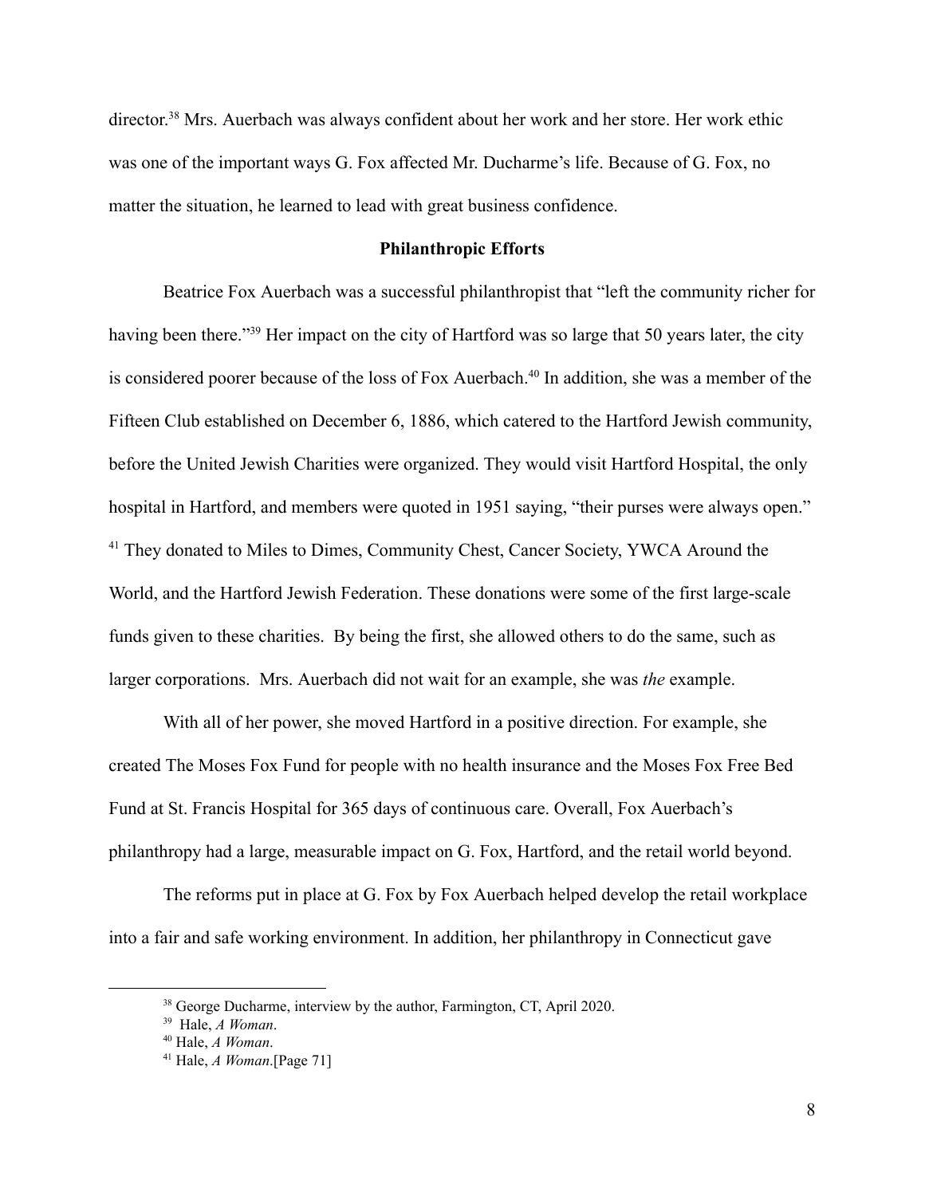director.[38] Mrs. Auerbach was always confident about her work and her store. Her work ethic was one of the important ways G. Fox affected Mr. Ducharme's life. Because of G. Fox, no matter the situation, he learned to lead with great business confidence.

## Philanthropic Efforts

Beatrice Fox Auerbach was a successful philanthropist that "left the community richer for having been there."[39] Her impact on the city of Hartford was so large that 50 years later, the city is considered poorer because of the loss of Fox Auerbach.[40] In addition, she was a member of the Fifteen Club established on December 6, 1886, which catered to the Hartford Jewish community, before the United Jewish Charities were organized. They would visit Hartford Hospital, the only hospital in Hartford, and members were quoted in 1951 saying, "their purses were always open." [41] They donated to Miles to Dimes, Community Chest, Cancer Society, YWCA Around the World, and the Hartford Jewish Federation. These donations were some of the first large-scale funds given to these charities. By being the first, she allowed others to do the same, such as larger corporations. Mrs. Auerbach did not wait for an example, she was *the* example.

With all of her power, she moved Hartford in a positive direction. For example, she created The Moses Fox Fund for people with no health insurance and the Moses Fox Free Bed Fund at St. Francis Hospital for 365 days of continuous care. Overall, Fox Auerbach's philanthropy had a large, measurable impact on G. Fox, Hartford, and the retail world beyond.

The reforms put in place at G. Fox by Fox Auerbach helped develop the retail workplace into a fair and safe working environment. In addition, her philanthropy in Connecticut gave

---

[38] George Ducharme, interview by the author, Farmington, CT, April 2020.

[39] Hale, *A Woman*.

[40] Hale, *A Woman*.

[41] Hale, *A Woman*.[Page 71]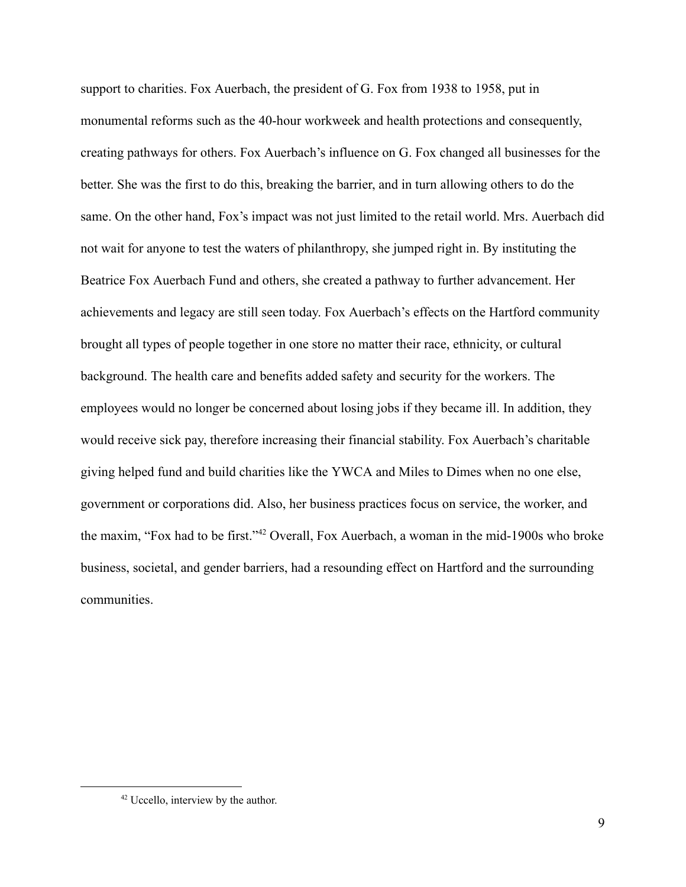support to charities. Fox Auerbach, the president of G. Fox from 1938 to 1958, put in monumental reforms such as the 40-hour workweek and health protections and consequently, creating pathways for others. Fox Auerbach's influence on G. Fox changed all businesses for the better. She was the first to do this, breaking the barrier, and in turn allowing others to do the same. On the other hand, Fox's impact was not just limited to the retail world. Mrs. Auerbach did not wait for anyone to test the waters of philanthropy, she jumped right in. By instituting the Beatrice Fox Auerbach Fund and others, she created a pathway to further advancement. Her achievements and legacy are still seen today. Fox Auerbach's effects on the Hartford community brought all types of people together in one store no matter their race, ethnicity, or cultural background. The health care and benefits added safety and security for the workers. The employees would no longer be concerned about losing jobs if they became ill. In addition, they would receive sick pay, therefore increasing their financial stability. Fox Auerbach's charitable giving helped fund and build charities like the YWCA and Miles to Dimes when no one else, government or corporations did. Also, her business practices focus on service, the worker, and the maxim, "Fox had to be first."[42] Overall, Fox Auerbach, a woman in the mid-1900s who broke business, societal, and gender barriers, had a resounding effect on Hartford and the surrounding communities.

---

[42] Uccello, interview by the author.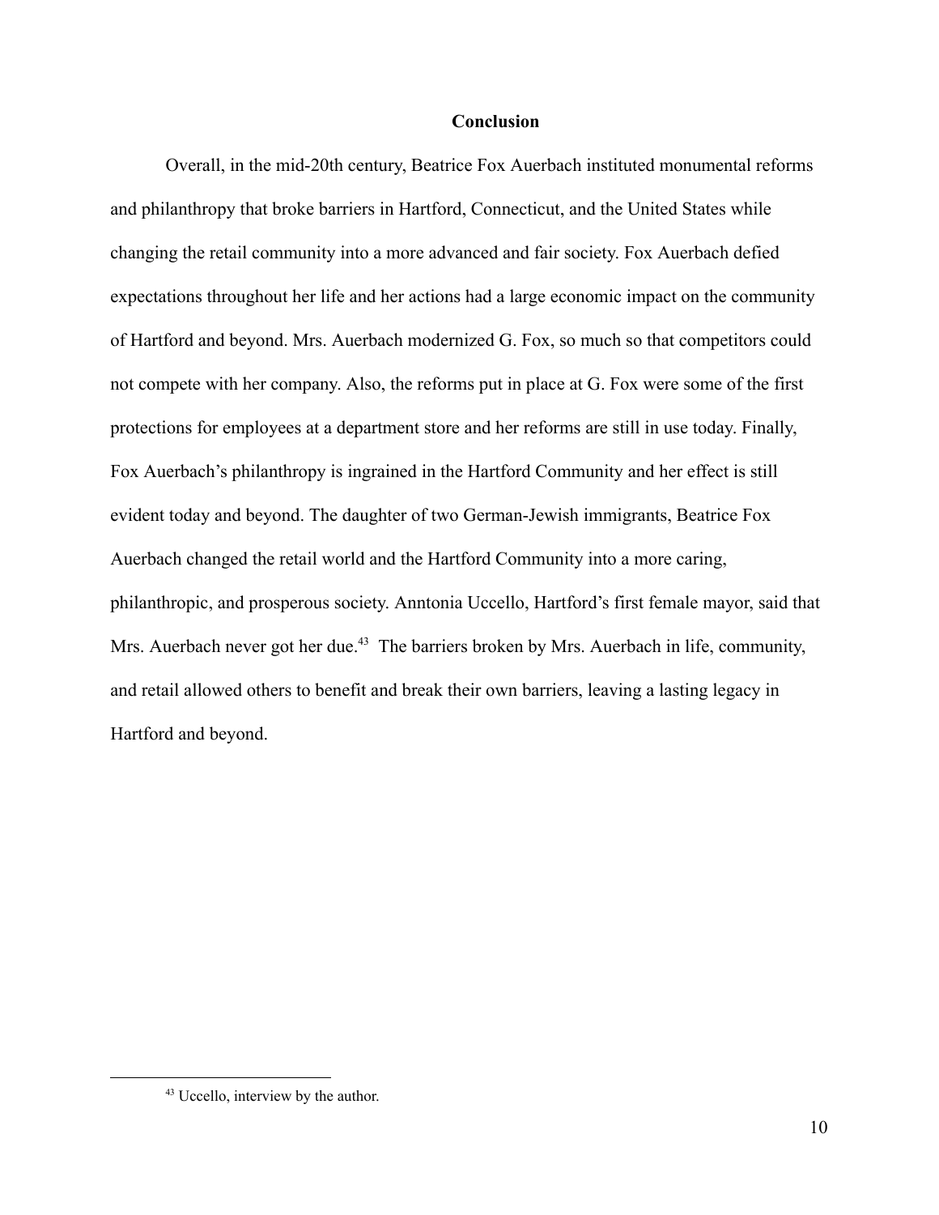## Conclusion

Overall, in the mid-20th century, Beatrice Fox Auerbach instituted monumental reforms and philanthropy that broke barriers in Hartford, Connecticut, and the United States while changing the retail community into a more advanced and fair society. Fox Auerbach defied expectations throughout her life and her actions had a large economic impact on the community of Hartford and beyond. Mrs. Auerbach modernized G. Fox, so much so that competitors could not compete with her company. Also, the reforms put in place at G. Fox were some of the first protections for employees at a department store and her reforms are still in use today. Finally, Fox Auerbach's philanthropy is ingrained in the Hartford Community and her effect is still evident today and beyond. The daughter of two German-Jewish immigrants, Beatrice Fox Auerbach changed the retail world and the Hartford Community into a more caring, philanthropic, and prosperous society. Anntonia Uccello, Hartford's first female mayor, said that Mrs. Auerbach never got her due.[43] The barriers broken by Mrs. Auerbach in life, community, and retail allowed others to benefit and break their own barriers, leaving a lasting legacy in Hartford and beyond.

---

[43] Uccello, interview by the author.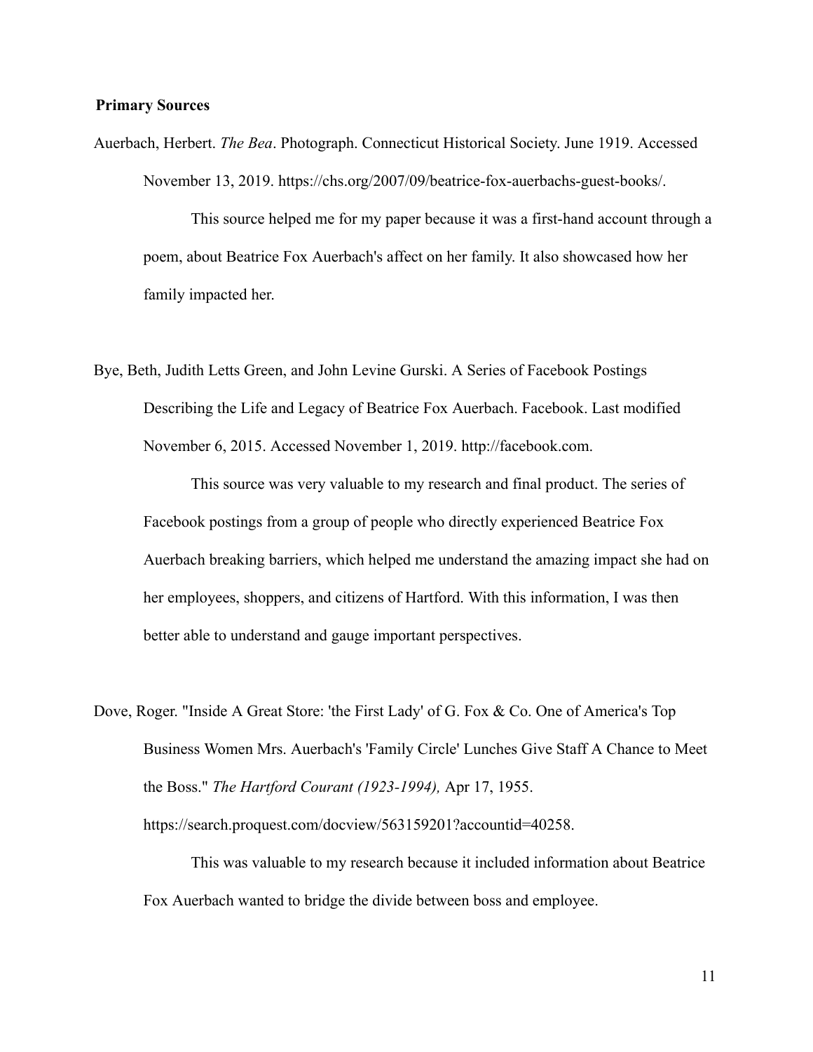**Primary Sources**

Auerbach, Herbert. *The Bea*. Photograph. Connecticut Historical Society. June 1919. Accessed November 13, 2019. https://chs.org/2007/09/beatrice-fox-auerbachs-guest-books/.

This source helped me for my paper because it was a first-hand account through a poem, about Beatrice Fox Auerbach's affect on her family. It also showcased how her family impacted her.

Bye, Beth, Judith Letts Green, and John Levine Gurski. A Series of Facebook Postings Describing the Life and Legacy of Beatrice Fox Auerbach. Facebook. Last modified November 6, 2015. Accessed November 1, 2019. http://facebook.com.

This source was very valuable to my research and final product. The series of Facebook postings from a group of people who directly experienced Beatrice Fox Auerbach breaking barriers, which helped me understand the amazing impact she had on her employees, shoppers, and citizens of Hartford. With this information, I was then better able to understand and gauge important perspectives.

Dove, Roger. "Inside A Great Store: 'the First Lady' of G. Fox & Co. One of America's Top Business Women Mrs. Auerbach's 'Family Circle' Lunches Give Staff A Chance to Meet the Boss." *The Hartford Courant (1923-1994),* Apr 17, 1955. https://search.proquest.com/docview/563159201?accountid=40258.

This was valuable to my research because it included information about Beatrice Fox Auerbach wanted to bridge the divide between boss and employee.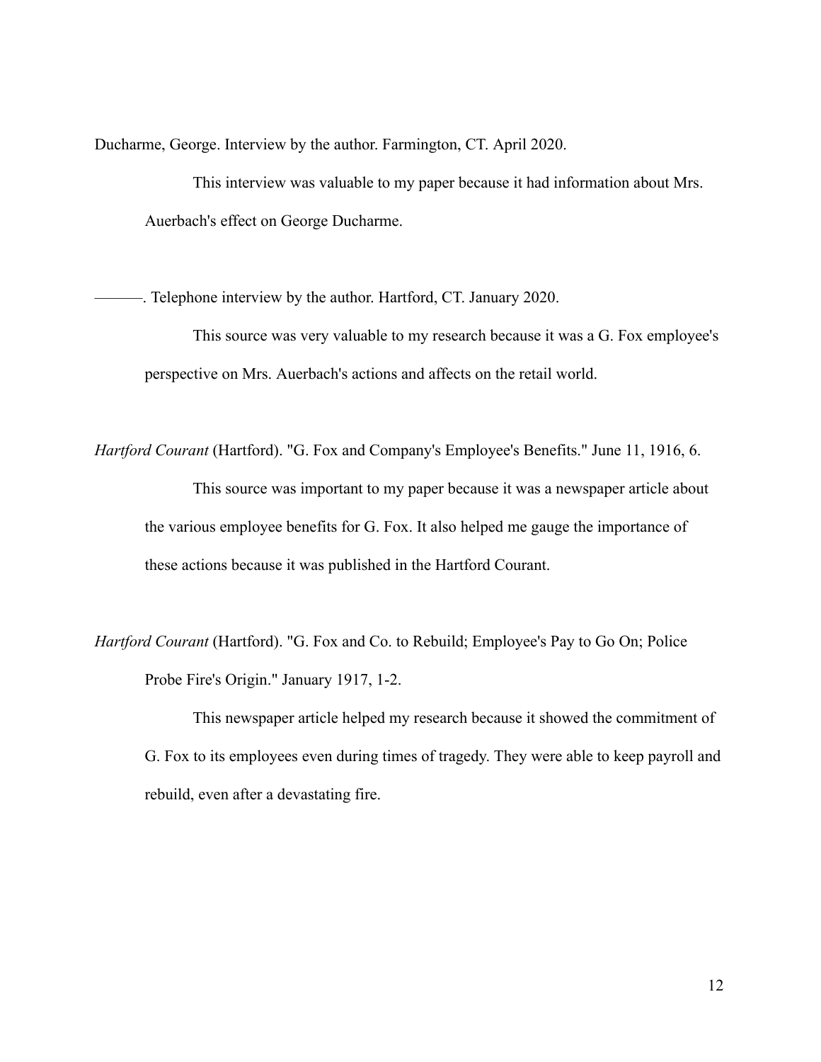Ducharme, George. Interview by the author. Farmington, CT. April 2020.

This interview was valuable to my paper because it had information about Mrs. Auerbach's effect on George Ducharme.

———. Telephone interview by the author. Hartford, CT. January 2020.

This source was very valuable to my research because it was a G. Fox employee's perspective on Mrs. Auerbach's actions and affects on the retail world.

*Hartford Courant* (Hartford). "G. Fox and Company's Employee's Benefits." June 11, 1916, 6.

This source was important to my paper because it was a newspaper article about the various employee benefits for G. Fox. It also helped me gauge the importance of these actions because it was published in the Hartford Courant.

*Hartford Courant* (Hartford). "G. Fox and Co. to Rebuild; Employee's Pay to Go On; Police Probe Fire's Origin." January 1917, 1-2.

This newspaper article helped my research because it showed the commitment of G. Fox to its employees even during times of tragedy. They were able to keep payroll and rebuild, even after a devastating fire.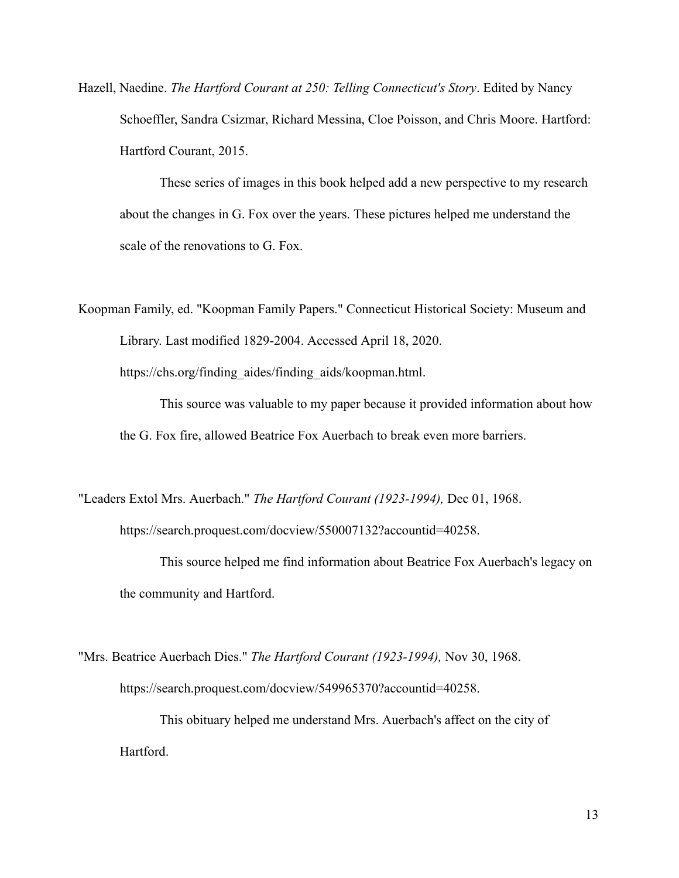Hazell, Naedine. *The Hartford Courant at 250: Telling Connecticut's Story*. Edited by Nancy Schoeffler, Sandra Csizmar, Richard Messina, Cloe Poisson, and Chris Moore. Hartford: Hartford Courant, 2015.

These series of images in this book helped add a new perspective to my research about the changes in G. Fox over the years. These pictures helped me understand the scale of the renovations to G. Fox.

Koopman Family, ed. "Koopman Family Papers." Connecticut Historical Society: Museum and Library. Last modified 1829-2004. Accessed April 18, 2020. https://chs.org/finding_aides/finding_aids/koopman.html.

This source was valuable to my paper because it provided information about how the G. Fox fire, allowed Beatrice Fox Auerbach to break even more barriers.

"Leaders Extol Mrs. Auerbach." *The Hartford Courant (1923-1994),* Dec 01, 1968. https://search.proquest.com/docview/550007132?accountid=40258.

This source helped me find information about Beatrice Fox Auerbach's legacy on the community and Hartford.

"Mrs. Beatrice Auerbach Dies." *The Hartford Courant (1923-1994),* Nov 30, 1968. https://search.proquest.com/docview/549965370?accountid=40258.

This obituary helped me understand Mrs. Auerbach's affect on the city of Hartford.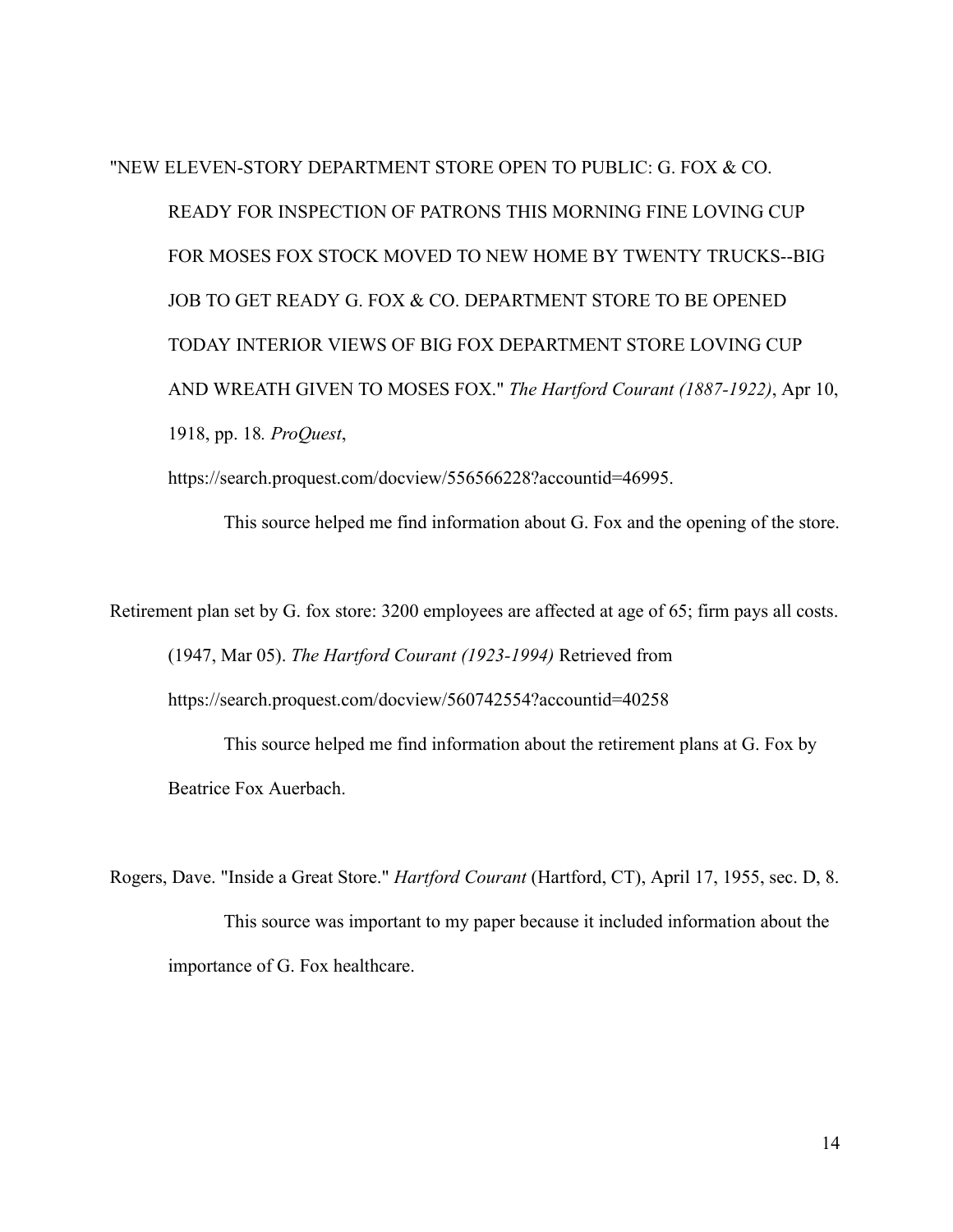"NEW ELEVEN-STORY DEPARTMENT STORE OPEN TO PUBLIC: G. FOX & CO. READY FOR INSPECTION OF PATRONS THIS MORNING FINE LOVING CUP FOR MOSES FOX STOCK MOVED TO NEW HOME BY TWENTY TRUCKS--BIG JOB TO GET READY G. FOX & CO. DEPARTMENT STORE TO BE OPENED TODAY INTERIOR VIEWS OF BIG FOX DEPARTMENT STORE LOVING CUP AND WREATH GIVEN TO MOSES FOX." *The Hartford Courant (1887-1922)*, Apr 10, 1918, pp. 18*. ProQuest*, https://search.proquest.com/docview/556566228?accountid=46995.

This source helped me find information about G. Fox and the opening of the store.

Retirement plan set by G. fox store: 3200 employees are affected at age of 65; firm pays all costs. (1947, Mar 05). *The Hartford Courant (1923-1994)* Retrieved from https://search.proquest.com/docview/560742554?accountid=40258

This source helped me find information about the retirement plans at G. Fox by Beatrice Fox Auerbach.

Rogers, Dave. "Inside a Great Store." *Hartford Courant* (Hartford, CT), April 17, 1955, sec. D, 8.

This source was important to my paper because it included information about the importance of G. Fox healthcare.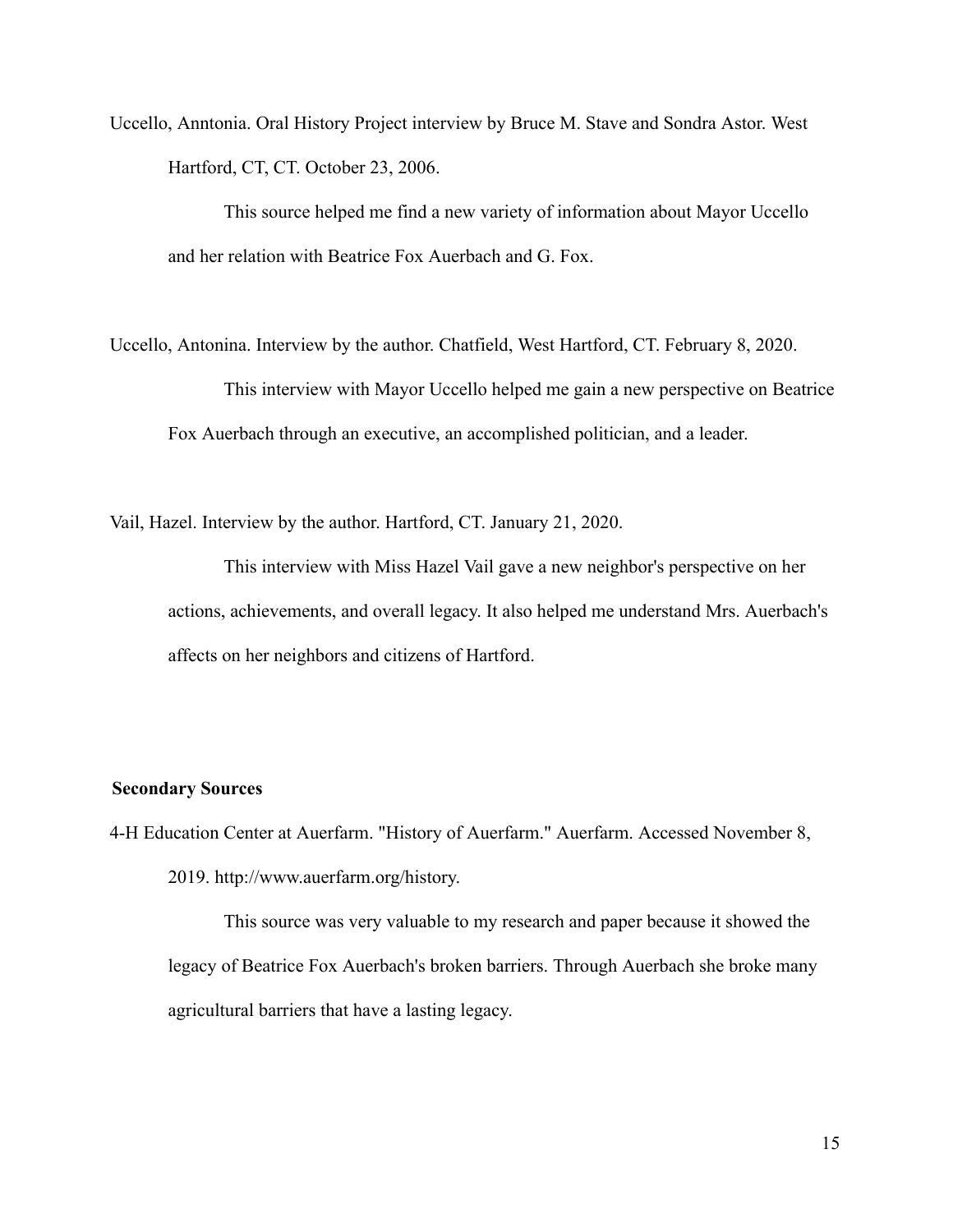Uccello, Anntonia. Oral History Project interview by Bruce M. Stave and Sondra Astor. West Hartford, CT, CT. October 23, 2006.

This source helped me find a new variety of information about Mayor Uccello and her relation with Beatrice Fox Auerbach and G. Fox.

Uccello, Antonina. Interview by the author. Chatfield, West Hartford, CT. February 8, 2020.

This interview with Mayor Uccello helped me gain a new perspective on Beatrice Fox Auerbach through an executive, an accomplished politician, and a leader.

Vail, Hazel. Interview by the author. Hartford, CT. January 21, 2020.

This interview with Miss Hazel Vail gave a new neighbor's perspective on her actions, achievements, and overall legacy. It also helped me understand Mrs. Auerbach's affects on her neighbors and citizens of Hartford.

**Secondary Sources**

4-H Education Center at Auerfarm. "History of Auerfarm." Auerfarm. Accessed November 8, 2019. http://www.auerfarm.org/history.

This source was very valuable to my research and paper because it showed the legacy of Beatrice Fox Auerbach's broken barriers. Through Auerbach she broke many agricultural barriers that have a lasting legacy.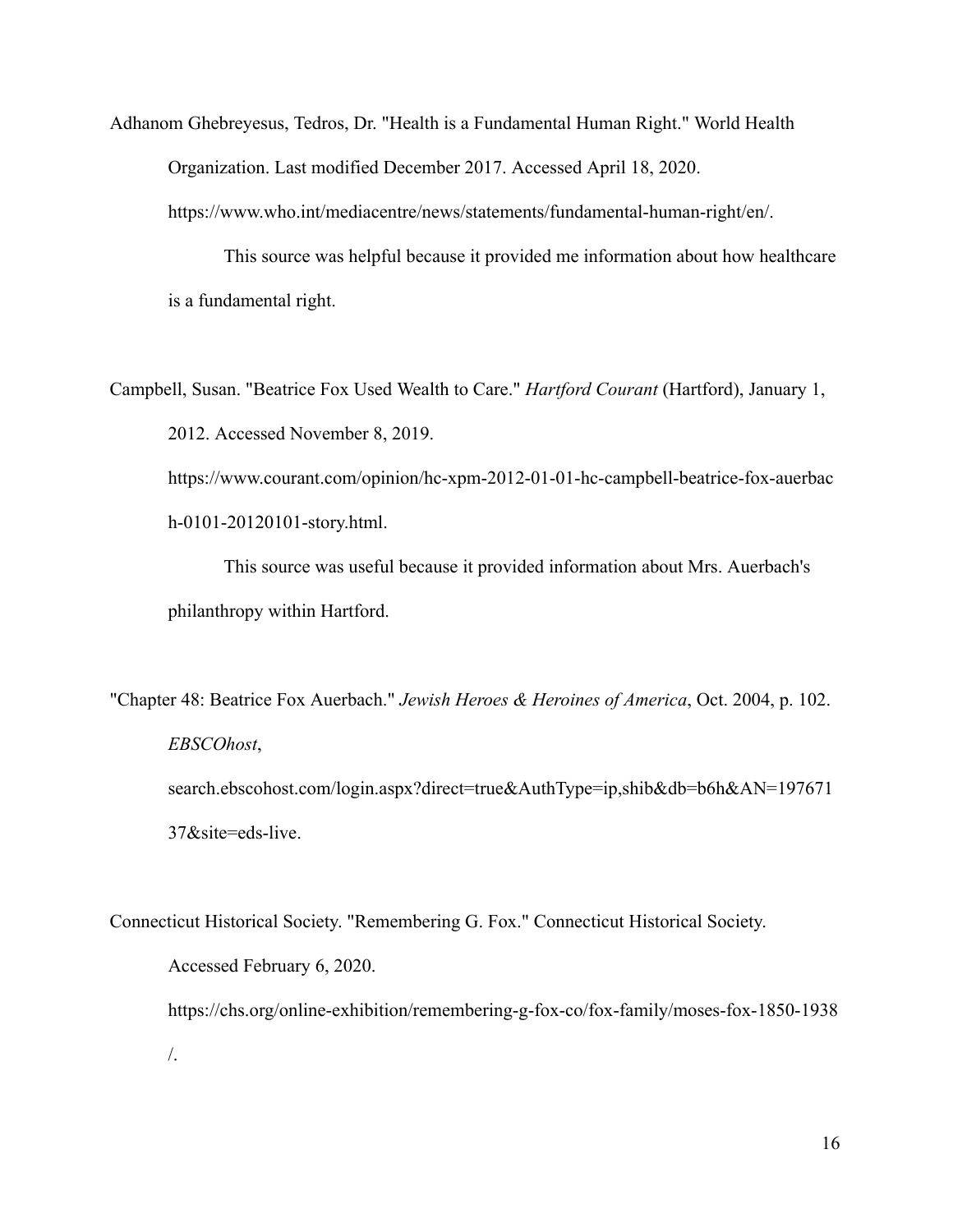Adhanom Ghebreyesus, Tedros, Dr. "Health is a Fundamental Human Right." World Health Organization. Last modified December 2017. Accessed April 18, 2020. https://www.who.int/mediacentre/news/statements/fundamental-human-right/en/.

This source was helpful because it provided me information about how healthcare is a fundamental right.

Campbell, Susan. "Beatrice Fox Used Wealth to Care." *Hartford Courant* (Hartford), January 1, 2012. Accessed November 8, 2019. https://www.courant.com/opinion/hc-xpm-2012-01-01-hc-campbell-beatrice-fox-auerbach-0101-20120101-story.html.

This source was useful because it provided information about Mrs. Auerbach's philanthropy within Hartford.

"Chapter 48: Beatrice Fox Auerbach." *Jewish Heroes & Heroines of America*, Oct. 2004, p. 102. *EBSCOhost*, search.ebscohost.com/login.aspx?direct=true&AuthType=ip,shib&db=b6h&AN=19767137&site=eds-live.

Connecticut Historical Society. "Remembering G. Fox." Connecticut Historical Society. Accessed February 6, 2020. https://chs.org/online-exhibition/remembering-g-fox-co/fox-family/moses-fox-1850-1938/.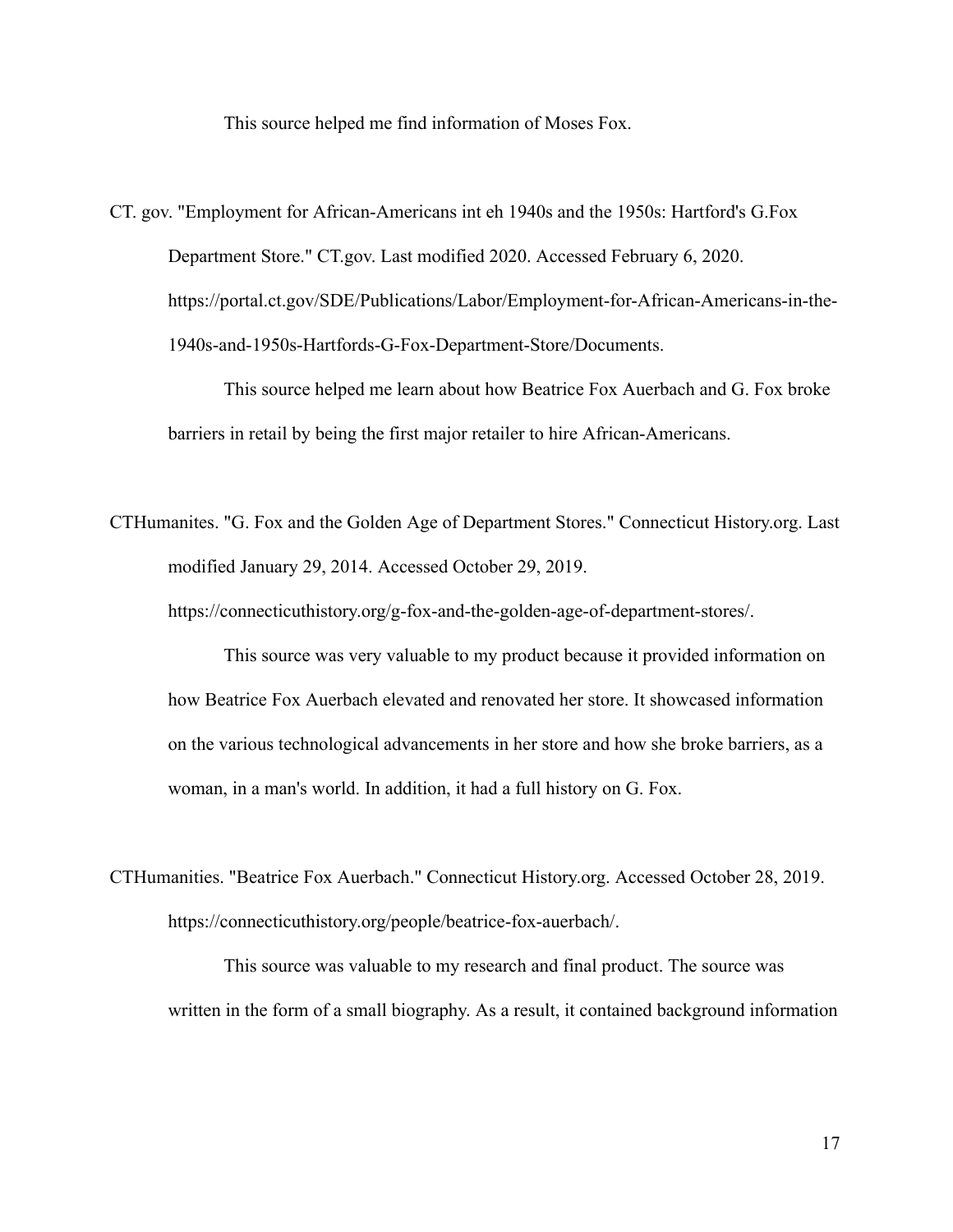This source helped me find information of Moses Fox.

CT. gov. "Employment for African-Americans int eh 1940s and the 1950s: Hartford's G.Fox Department Store." CT.gov. Last modified 2020. Accessed February 6, 2020. https://portal.ct.gov/SDE/Publications/Labor/Employment-for-African-Americans-in-the-1940s-and-1950s-Hartfords-G-Fox-Department-Store/Documents.

This source helped me learn about how Beatrice Fox Auerbach and G. Fox broke barriers in retail by being the first major retailer to hire African-Americans.

CTHumanites. "G. Fox and the Golden Age of Department Stores." Connecticut History.org. Last modified January 29, 2014. Accessed October 29, 2019. https://connecticuthistory.org/g-fox-and-the-golden-age-of-department-stores/.

This source was very valuable to my product because it provided information on how Beatrice Fox Auerbach elevated and renovated her store. It showcased information on the various technological advancements in her store and how she broke barriers, as a woman, in a man's world. In addition, it had a full history on G. Fox.

CTHumanities. "Beatrice Fox Auerbach." Connecticut History.org. Accessed October 28, 2019. https://connecticuthistory.org/people/beatrice-fox-auerbach/.

This source was valuable to my research and final product. The source was written in the form of a small biography. As a result, it contained background information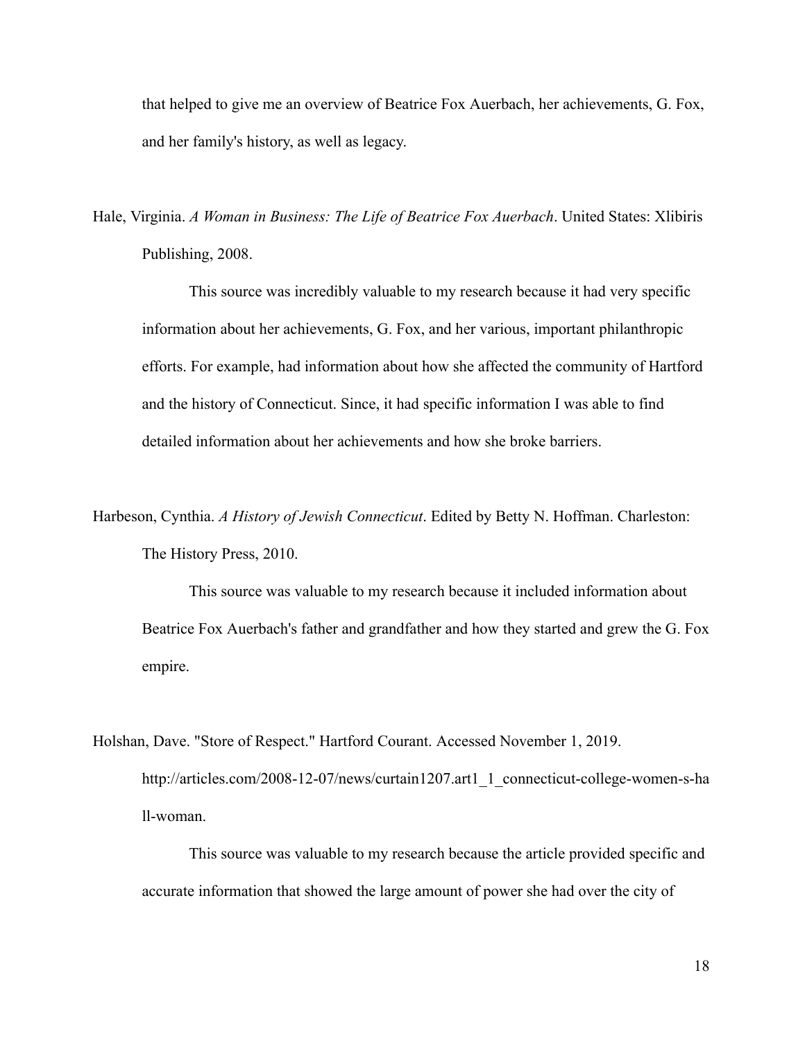that helped to give me an overview of Beatrice Fox Auerbach, her achievements, G. Fox, and her family's history, as well as legacy.

Hale, Virginia. *A Woman in Business: The Life of Beatrice Fox Auerbach*. United States: Xlibiris Publishing, 2008.

This source was incredibly valuable to my research because it had very specific information about her achievements, G. Fox, and her various, important philanthropic efforts. For example, had information about how she affected the community of Hartford and the history of Connecticut. Since, it had specific information I was able to find detailed information about her achievements and how she broke barriers.

Harbeson, Cynthia. *A History of Jewish Connecticut*. Edited by Betty N. Hoffman. Charleston: The History Press, 2010.

This source was valuable to my research because it included information about Beatrice Fox Auerbach's father and grandfather and how they started and grew the G. Fox empire.

Holshan, Dave. "Store of Respect." Hartford Courant. Accessed November 1, 2019. http://articles.com/2008-12-07/news/curtain1207.art1_1_connecticut-college-women-s-hall-woman.

This source was valuable to my research because the article provided specific and accurate information that showed the large amount of power she had over the city of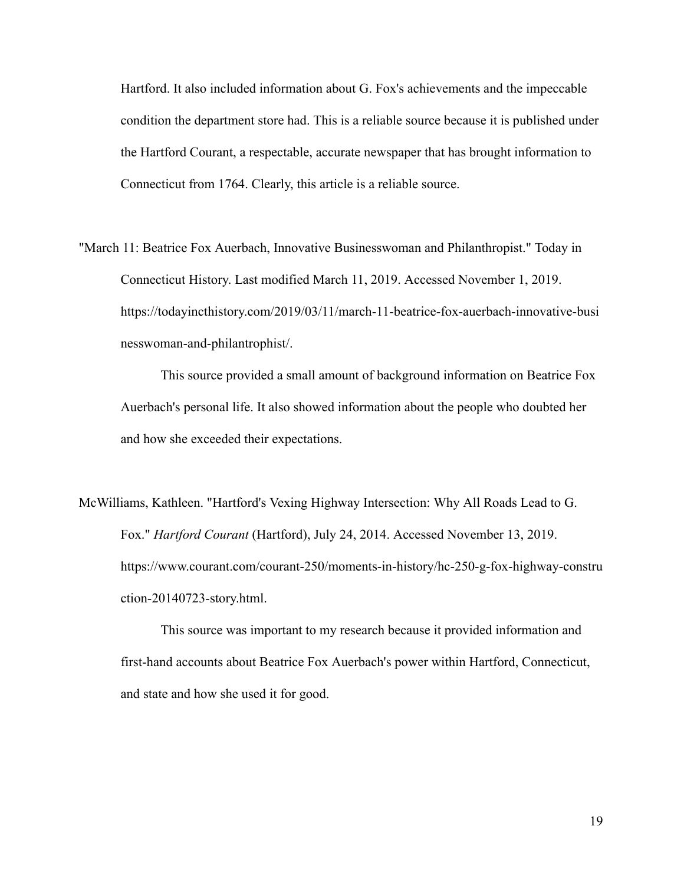Hartford. It also included information about G. Fox's achievements and the impeccable condition the department store had. This is a reliable source because it is published under the Hartford Courant, a respectable, accurate newspaper that has brought information to Connecticut from 1764. Clearly, this article is a reliable source.

"March 11: Beatrice Fox Auerbach, Innovative Businesswoman and Philanthropist." Today in Connecticut History. Last modified March 11, 2019. Accessed November 1, 2019. https://todayincthistory.com/2019/03/11/march-11-beatrice-fox-auerbach-innovative-businesswoman-and-philantrophist/.

This source provided a small amount of background information on Beatrice Fox Auerbach's personal life. It also showed information about the people who doubted her and how she exceeded their expectations.

McWilliams, Kathleen. "Hartford's Vexing Highway Intersection: Why All Roads Lead to G. Fox." *Hartford Courant* (Hartford), July 24, 2014. Accessed November 13, 2019. https://www.courant.com/courant-250/moments-in-history/hc-250-g-fox-highway-construction-20140723-story.html.

This source was important to my research because it provided information and first-hand accounts about Beatrice Fox Auerbach's power within Hartford, Connecticut, and state and how she used it for good.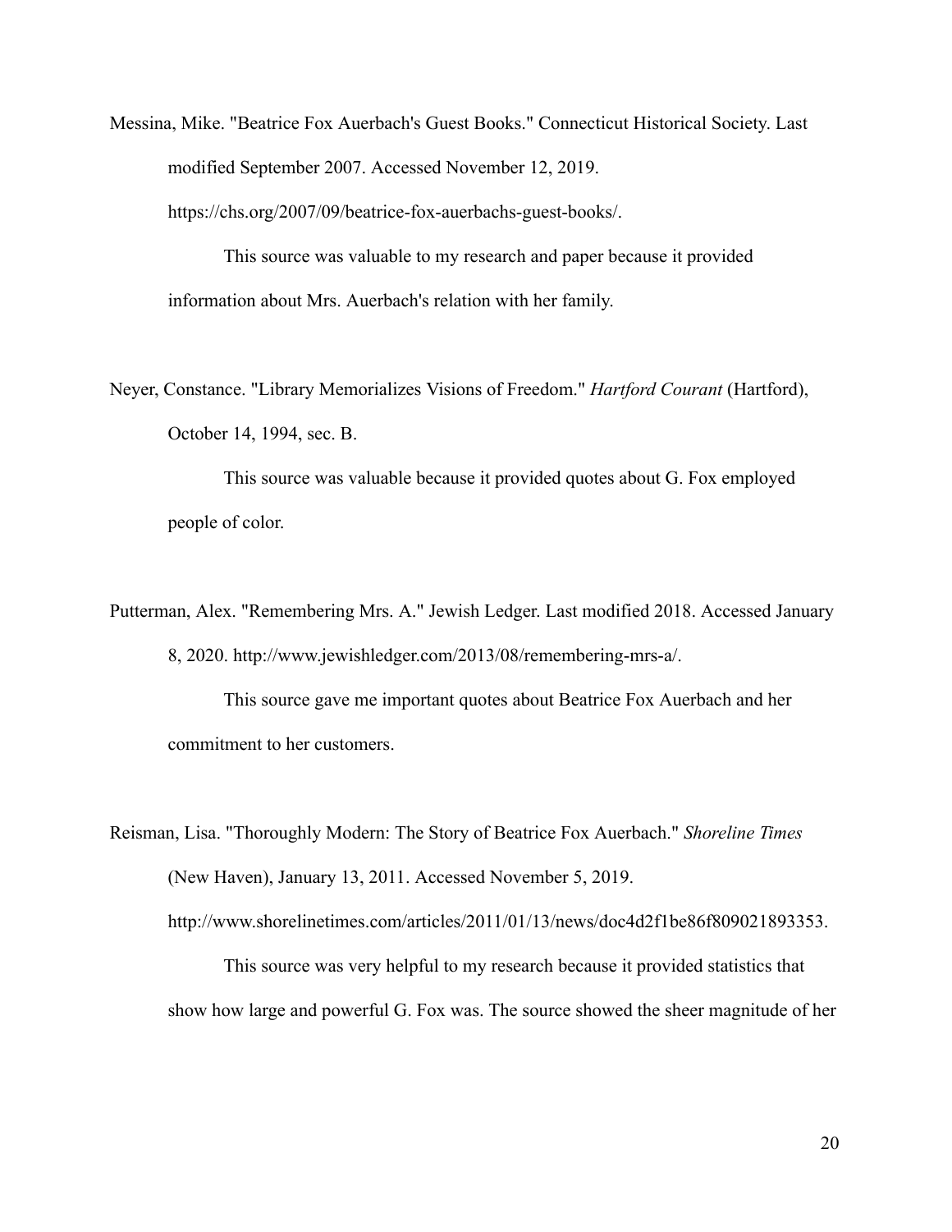Messina, Mike. "Beatrice Fox Auerbach's Guest Books." Connecticut Historical Society. Last modified September 2007. Accessed November 12, 2019. https://chs.org/2007/09/beatrice-fox-auerbachs-guest-books/.

This source was valuable to my research and paper because it provided information about Mrs. Auerbach's relation with her family.

Neyer, Constance. "Library Memorializes Visions of Freedom." *Hartford Courant* (Hartford), October 14, 1994, sec. B.

This source was valuable because it provided quotes about G. Fox employed people of color.

Putterman, Alex. "Remembering Mrs. A." Jewish Ledger. Last modified 2018. Accessed January 8, 2020. http://www.jewishledger.com/2013/08/remembering-mrs-a/.

This source gave me important quotes about Beatrice Fox Auerbach and her commitment to her customers.

Reisman, Lisa. "Thoroughly Modern: The Story of Beatrice Fox Auerbach." *Shoreline Times* (New Haven), January 13, 2011. Accessed November 5, 2019. http://www.shorelinetimes.com/articles/2011/01/13/news/doc4d2f1be86f809021893353.

This source was very helpful to my research because it provided statistics that show how large and powerful G. Fox was. The source showed the sheer magnitude of her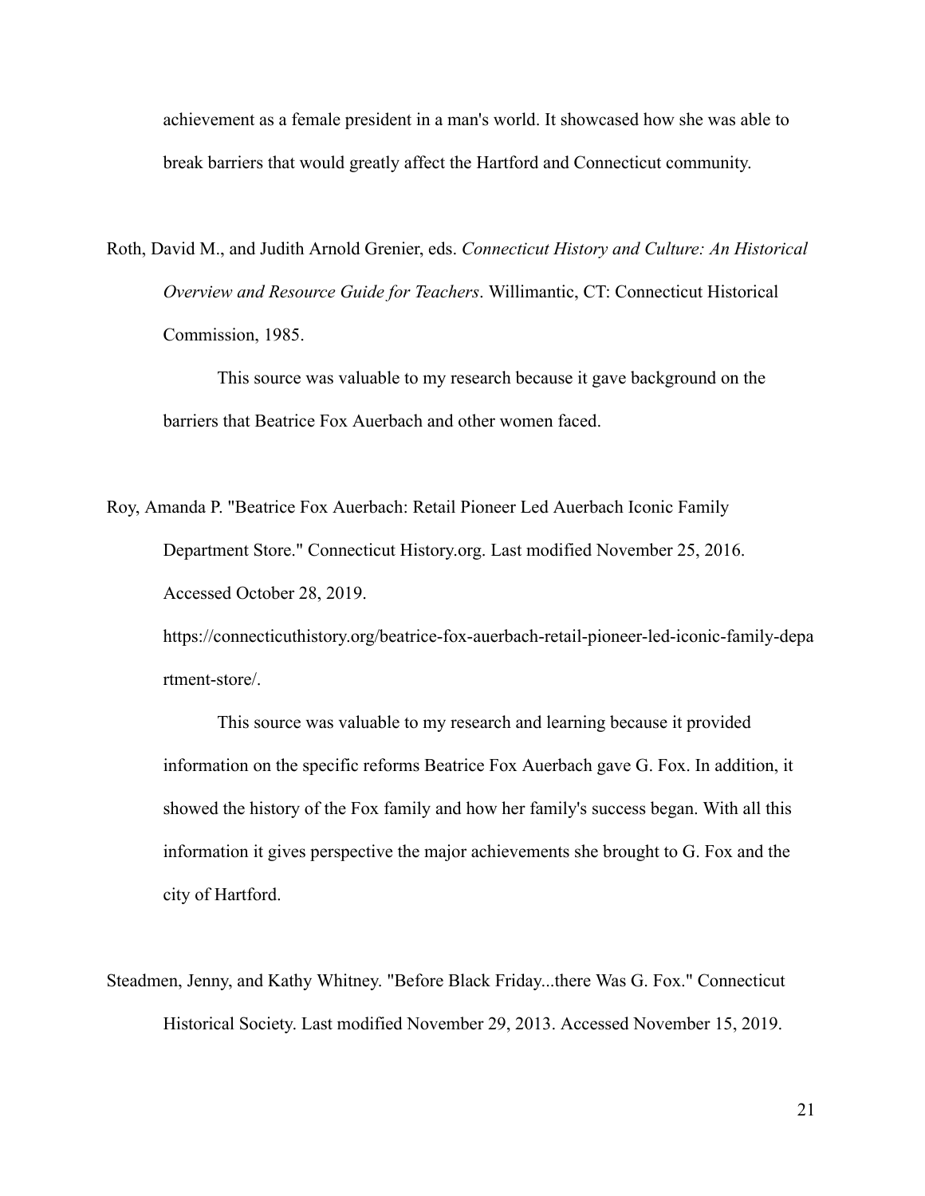achievement as a female president in a man's world. It showcased how she was able to break barriers that would greatly affect the Hartford and Connecticut community.

Roth, David M., and Judith Arnold Grenier, eds. *Connecticut History and Culture: An Historical Overview and Resource Guide for Teachers*. Willimantic, CT: Connecticut Historical Commission, 1985.

This source was valuable to my research because it gave background on the barriers that Beatrice Fox Auerbach and other women faced.

Roy, Amanda P. "Beatrice Fox Auerbach: Retail Pioneer Led Auerbach Iconic Family Department Store." Connecticut History.org. Last modified November 25, 2016. Accessed October 28, 2019. https://connecticuthistory.org/beatrice-fox-auerbach-retail-pioneer-led-iconic-family-department-store/.

This source was valuable to my research and learning because it provided information on the specific reforms Beatrice Fox Auerbach gave G. Fox. In addition, it showed the history of the Fox family and how her family's success began. With all this information it gives perspective the major achievements she brought to G. Fox and the city of Hartford.

Steadmen, Jenny, and Kathy Whitney. "Before Black Friday...there Was G. Fox." Connecticut Historical Society. Last modified November 29, 2013. Accessed November 15, 2019.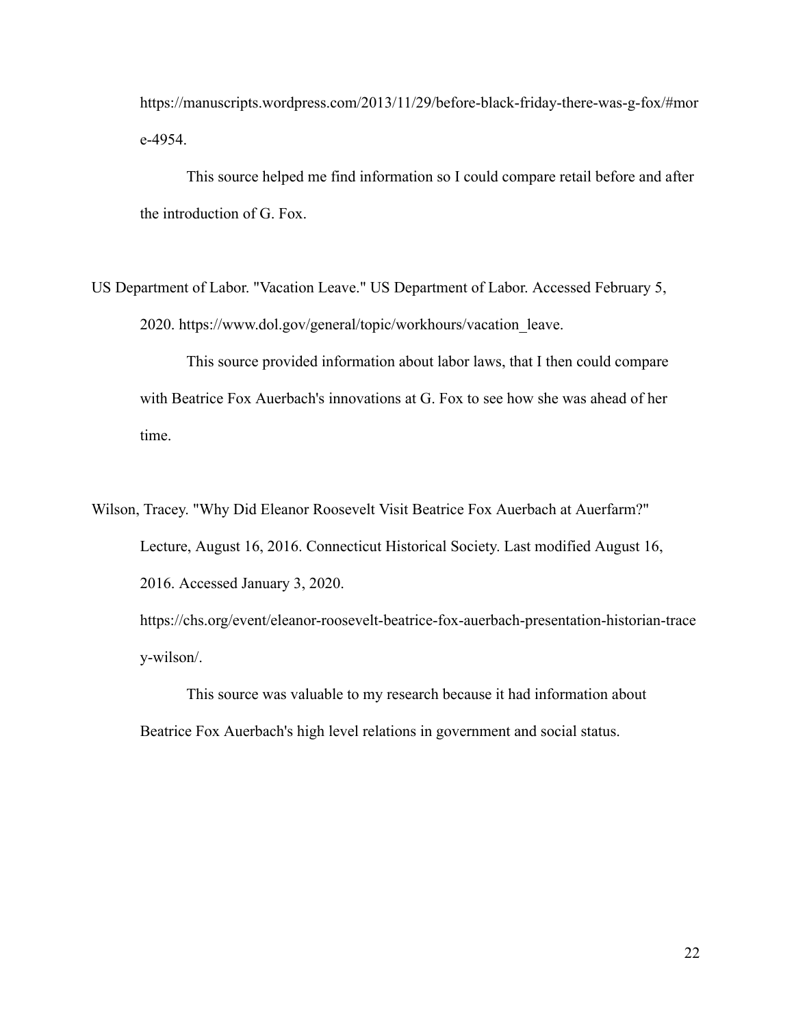https://manuscripts.wordpress.com/2013/11/29/before-black-friday-there-was-g-fox/#more-4954.

This source helped me find information so I could compare retail before and after the introduction of G. Fox.

US Department of Labor. "Vacation Leave." US Department of Labor. Accessed February 5, 2020. https://www.dol.gov/general/topic/workhours/vacation_leave.

This source provided information about labor laws, that I then could compare with Beatrice Fox Auerbach's innovations at G. Fox to see how she was ahead of her time.

Wilson, Tracey. "Why Did Eleanor Roosevelt Visit Beatrice Fox Auerbach at Auerfarm?" Lecture, August 16, 2016. Connecticut Historical Society. Last modified August 16, 2016. Accessed January 3, 2020. https://chs.org/event/eleanor-roosevelt-beatrice-fox-auerbach-presentation-historian-tracey-wilson/.

This source was valuable to my research because it had information about Beatrice Fox Auerbach's high level relations in government and social status.